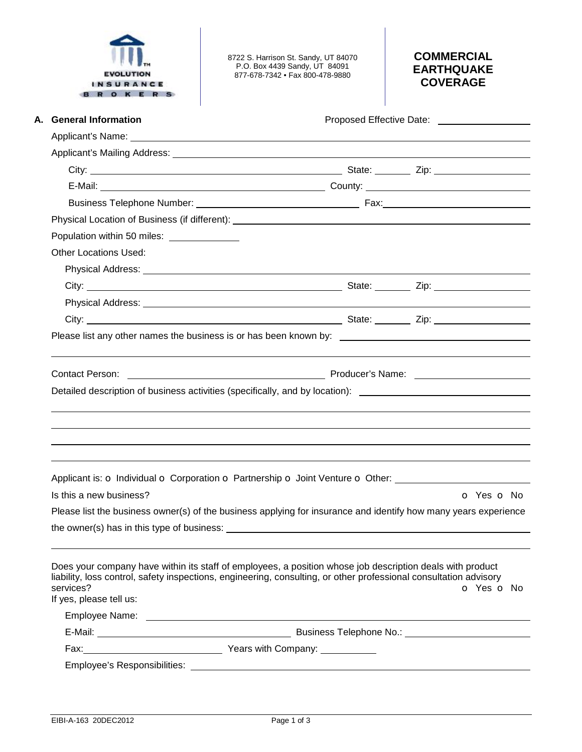EVOLUTION INSURANCE BROKERS™

8722 S. Harrison St. Sandy, UT 84070
P.O. Box 4439 Sandy, UT 84091
877-678-7342 • Fax 800-478-9880

# COMMERCIAL EARTHQUAKE COVERAGE

## A. General Information

Proposed Effective Date: ________________

Applicant's Name: ________________________________________________

Applicant's Mailing Address: ________________________________________________

City: ________________________ State: ________ Zip: ________________

E-Mail: ________________________ County: ________________________

Business Telephone Number: ________________________ Fax: ________________________

Physical Location of Business (if different): ________________________________________________

Population within 50 miles: ______________

Other Locations Used:

Physical Address: ________________________________________________

City: ________________________ State: ________ Zip: ________________

Physical Address: ________________________________________________

City: ________________________ State: ________ Zip: ________________

Please list any other names the business is or has been known by: ________________________________________________

________________________________________________

Contact Person: ________________________ Producer's Name: ________________________

Detailed description of business activities (specifically, and by location): ________________________________________________

________________________________________________

________________________________________________

________________________________________________

________________________________________________

Applicant is: o Individual o Corporation o Partnership o Joint Venture o Other: ________________________

Is this a new business? o Yes o No

Please list the business owner(s) of the business applying for insurance and identify how many years experience the owner(s) has in this type of business: ________________________________________________

________________________________________________

Does your company have within its staff of employees, a position whose job description deals with product liability, loss control, safety inspections, engineering, consulting, or other professional consultation advisory services? o Yes o No

If yes, please tell us:

Employee Name: ________________________________________________

E-Mail: ________________________ Business Telephone No.: ________________________

Fax: ________________________ Years with Company: ____________

Employee's Responsibilities: ________________________________________________

EIBI-A-163 20DEC2012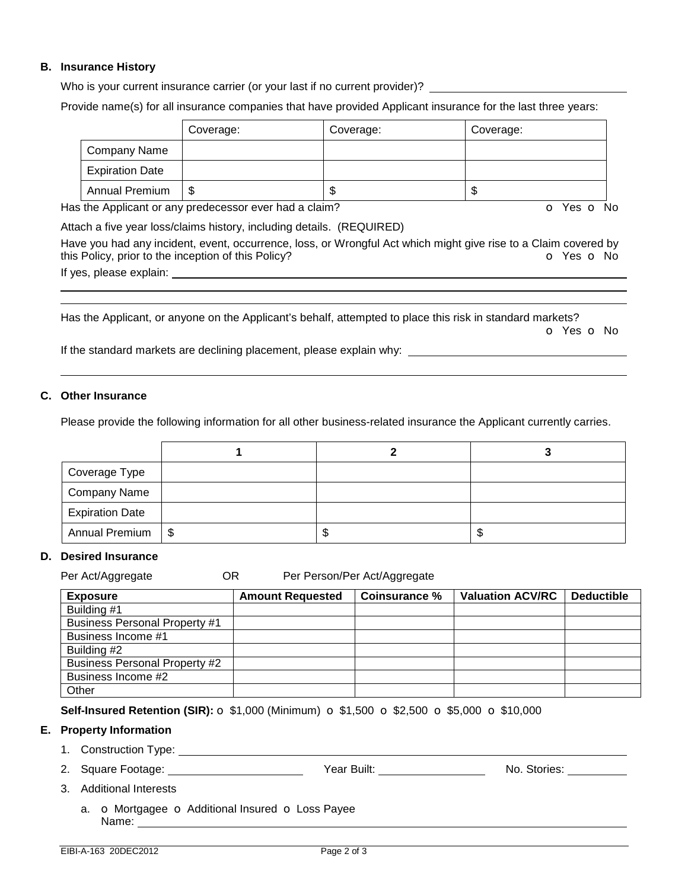## B. Insurance History

Who is your current insurance carrier (or your last if no current provider)? ______________________________

Provide name(s) for all insurance companies that have provided Applicant insurance for the last three years:

| | Coverage: | Coverage: | Coverage: |
|---|---|---|---|
| Company Name | | | |
| Expiration Date | | | |
| Annual Premium | $ | $ | $ |

Has the Applicant or any predecessor ever had a claim? o Yes o No

Attach a five year loss/claims history, including details. (REQUIRED)

Have you had any incident, event, occurrence, loss, or Wrongful Act which might give rise to a Claim covered by this Policy, prior to the inception of this Policy? o Yes o No

If yes, please explain: ______________________________

Has the Applicant, or anyone on the Applicant's behalf, attempted to place this risk in standard markets? o Yes o No

If the standard markets are declining placement, please explain why: ______________________________

## C. Other Insurance

Please provide the following information for all other business-related insurance the Applicant currently carries.

| | 1 | 2 | 3 |
|---|---|---|---|
| Coverage Type | | | |
| Company Name | | | |
| Expiration Date | | | |
| Annual Premium | $ | $ | $ |

## D. Desired Insurance

Per Act/Aggregate OR Per Person/Per Act/Aggregate

| Exposure | Amount Requested | Coinsurance % | Valuation ACV/RC | Deductible |
|---|---|---|---|---|
| Building #1 | | | | |
| Business Personal Property #1 | | | | |
| Business Income #1 | | | | |
| Building #2 | | | | |
| Business Personal Property #2 | | | | |
| Business Income #2 | | | | |
| Other | | | | |

**Self-Insured Retention (SIR):** o $1,000 (Minimum) o $1,500 o $2,500 o $5,000 o $10,000

## E. Property Information

1. Construction Type: ______________________________
2. Square Footage: ____________ Year Built: ____________ No. Stories: ________
3. Additional Interests
   a. o Mortgagee o Additional Insured o Loss Payee
      Name: ______________________________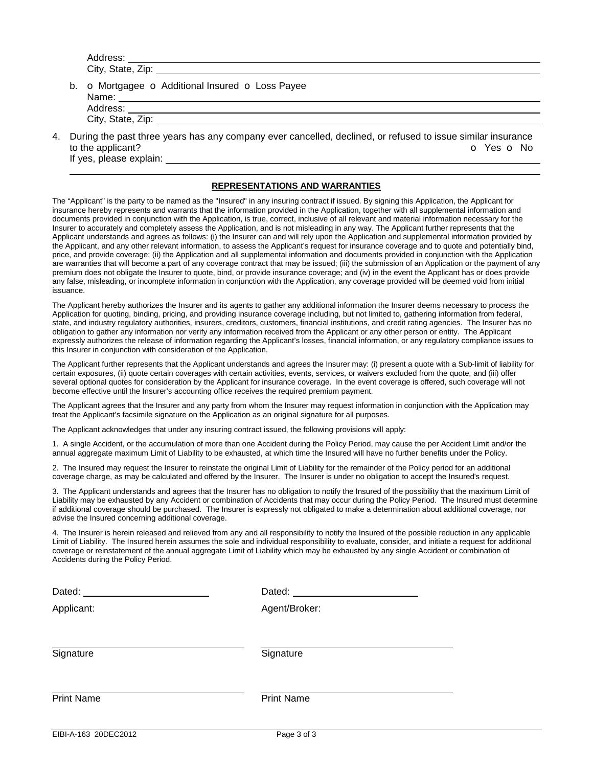Address: ______________________________________________
City, State, Zip: ______________________________________________

b. o Mortgagee o Additional Insured o Loss Payee
Name: ______________________________________________
Address: ______________________________________________
City, State, Zip: ______________________________________________

4. During the past three years has any company ever cancelled, declined, or refused to issue similar insurance to the applicant? o Yes o No
If yes, please explain: ______________________________________________

## REPRESENTATIONS AND WARRANTIES

The "Applicant" is the party to be named as the "Insured" in any insuring contract if issued. By signing this Application, the Applicant for insurance hereby represents and warrants that the information provided in the Application, together with all supplemental information and documents provided in conjunction with the Application, is true, correct, inclusive of all relevant and material information necessary for the Insurer to accurately and completely assess the Application, and is not misleading in any way. The Applicant further represents that the Applicant understands and agrees as follows: (i) the Insurer can and will rely upon the Application and supplemental information provided by the Applicant, and any other relevant information, to assess the Applicant's request for insurance coverage and to quote and potentially bind, price, and provide coverage; (ii) the Application and all supplemental information and documents provided in conjunction with the Application are warranties that will become a part of any coverage contract that may be issued; (iii) the submission of an Application or the payment of any premium does not obligate the Insurer to quote, bind, or provide insurance coverage; and (iv) in the event the Applicant has or does provide any false, misleading, or incomplete information in conjunction with the Application, any coverage provided will be deemed void from initial issuance.

The Applicant hereby authorizes the Insurer and its agents to gather any additional information the Insurer deems necessary to process the Application for quoting, binding, pricing, and providing insurance coverage including, but not limited to, gathering information from federal, state, and industry regulatory authorities, insurers, creditors, customers, financial institutions, and credit rating agencies. The Insurer has no obligation to gather any information nor verify any information received from the Applicant or any other person or entity. The Applicant expressly authorizes the release of information regarding the Applicant's losses, financial information, or any regulatory compliance issues to this Insurer in conjunction with consideration of the Application.

The Applicant further represents that the Applicant understands and agrees the Insurer may: (i) present a quote with a Sub-limit of liability for certain exposures, (ii) quote certain coverages with certain activities, events, services, or waivers excluded from the quote, and (iii) offer several optional quotes for consideration by the Applicant for insurance coverage. In the event coverage is offered, such coverage will not become effective until the Insurer's accounting office receives the required premium payment.

The Applicant agrees that the Insurer and any party from whom the Insurer may request information in conjunction with the Application may treat the Applicant's facsimile signature on the Application as an original signature for all purposes.

The Applicant acknowledges that under any insuring contract issued, the following provisions will apply:

1. A single Accident, or the accumulation of more than one Accident during the Policy Period, may cause the per Accident Limit and/or the annual aggregate maximum Limit of Liability to be exhausted, at which time the Insured will have no further benefits under the Policy.

2. The Insured may request the Insurer to reinstate the original Limit of Liability for the remainder of the Policy period for an additional coverage charge, as may be calculated and offered by the Insurer. The Insurer is under no obligation to accept the Insured's request.

3. The Applicant understands and agrees that the Insurer has no obligation to notify the Insured of the possibility that the maximum Limit of Liability may be exhausted by any Accident or combination of Accidents that may occur during the Policy Period. The Insured must determine if additional coverage should be purchased. The Insurer is expressly not obligated to make a determination about additional coverage, nor advise the Insured concerning additional coverage.

4. The Insurer is herein released and relieved from any and all responsibility to notify the Insured of the possible reduction in any applicable Limit of Liability. The Insured herein assumes the sole and individual responsibility to evaluate, consider, and initiate a request for additional coverage or reinstatement of the annual aggregate Limit of Liability which may be exhausted by any single Accident or combination of Accidents during the Policy Period.

Dated: ____________________ Dated: ____________________

Applicant: Agent/Broker:

____________________ ____________________
Signature Signature

____________________ ____________________
Print Name Print Name

EIBI-A-163 20DEC2012